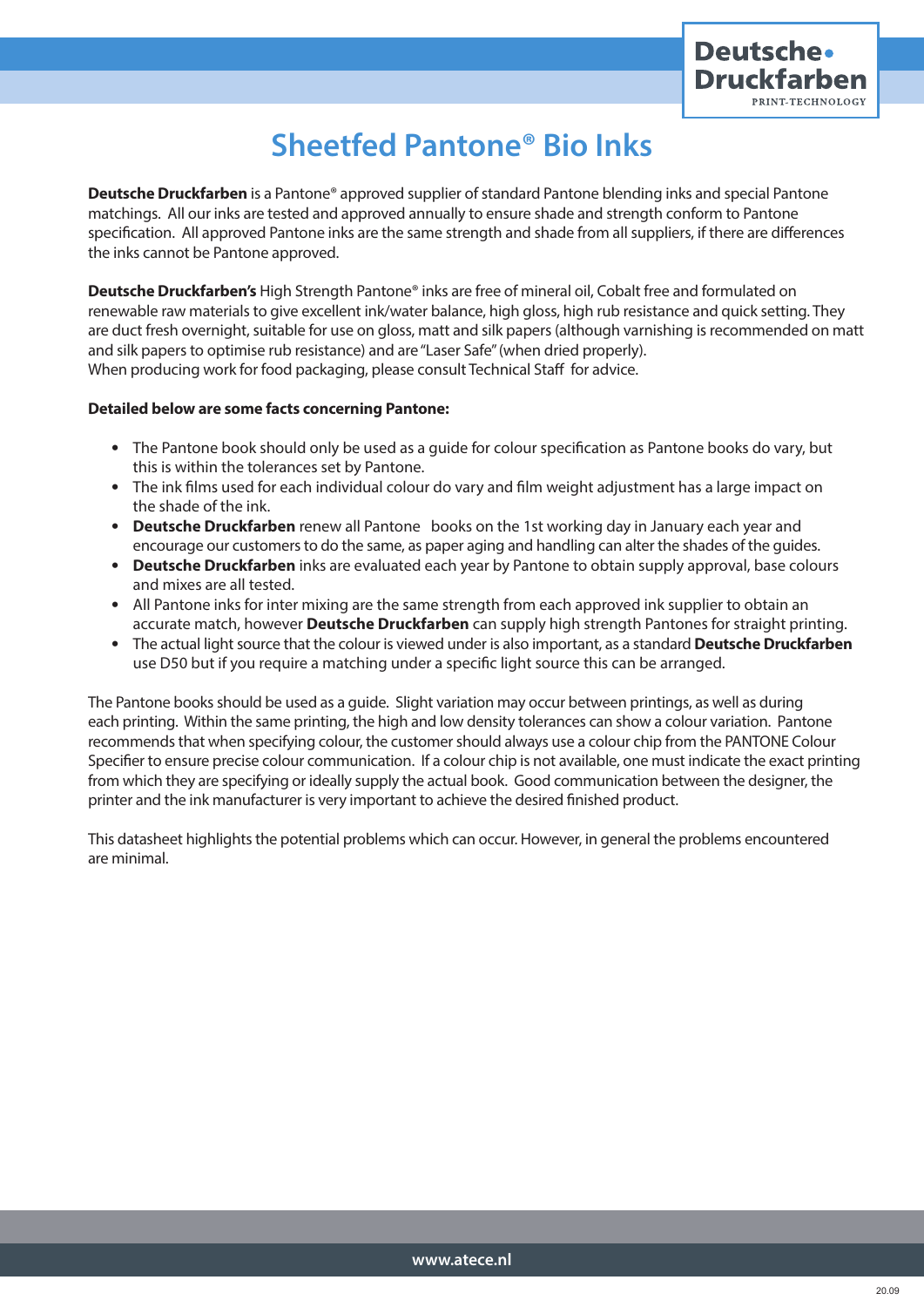# Sheetfed Pantone® Bio Inks

**Deutsche Druckfarben** is a Pantone® approved supplier of standard Pantone blending inks and special Pantone matchings. All our inks are tested and approved annually to ensure shade and strength conform to Pantone specification. All approved Pantone inks are the same strength and shade from all suppliers, if there are differences the inks cannot be Pantone approved.

**Deutsche Druckfarben's** High Strength Pantone® inks are free of mineral oil, Cobalt free and formulated on renewable raw materials to give excellent ink/water balance, high gloss, high rub resistance and quick setting. They are duct fresh overnight, suitable for use on gloss, matt and silk papers (although varnishing is recommended on matt and silk papers to optimise rub resistance) and are "Laser Safe" (when dried properly).
When producing work for food packaging, please consult Technical Staff for advice.

**Detailed below are some facts concerning Pantone:**

- The Pantone book should only be used as a guide for colour specification as Pantone books do vary, but this is within the tolerances set by Pantone.
- The ink films used for each individual colour do vary and film weight adjustment has a large impact on the shade of the ink.
- **Deutsche Druckfarben** renew all Pantone books on the 1st working day in January each year and encourage our customers to do the same, as paper aging and handling can alter the shades of the guides.
- **Deutsche Druckfarben** inks are evaluated each year by Pantone to obtain supply approval, base colours and mixes are all tested.
- All Pantone inks for inter mixing are the same strength from each approved ink supplier to obtain an accurate match, however **Deutsche Druckfarben** can supply high strength Pantones for straight printing.
- The actual light source that the colour is viewed under is also important, as a standard **Deutsche Druckfarben** use D50 but if you require a matching under a specific light source this can be arranged.

The Pantone books should be used as a guide. Slight variation may occur between printings, as well as during each printing. Within the same printing, the high and low density tolerances can show a colour variation. Pantone recommends that when specifying colour, the customer should always use a colour chip from the PANTONE Colour Specifier to ensure precise colour communication. If a colour chip is not available, one must indicate the exact printing from which they are specifying or ideally supply the actual book. Good communication between the designer, the printer and the ink manufacturer is very important to achieve the desired finished product.

This datasheet highlights the potential problems which can occur. However, in general the problems encountered are minimal.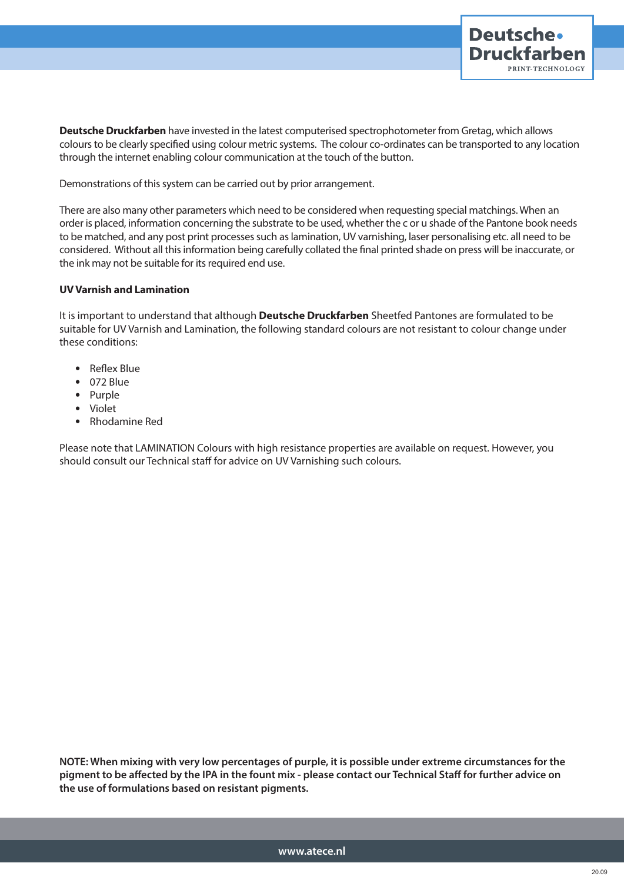**Deutsche Druckfarben** have invested in the latest computerised spectrophotometer from Gretag, which allows colours to be clearly specified using colour metric systems. The colour co-ordinates can be transported to any location through the internet enabling colour communication at the touch of the button.

Demonstrations of this system can be carried out by prior arrangement.

There are also many other parameters which need to be considered when requesting special matchings. When an order is placed, information concerning the substrate to be used, whether the c or u shade of the Pantone book needs to be matched, and any post print processes such as lamination, UV varnishing, laser personalising etc. all need to be considered. Without all this information being carefully collated the final printed shade on press will be inaccurate, or the ink may not be suitable for its required end use.

**UV Varnish and Lamination**

It is important to understand that although **Deutsche Druckfarben** Sheetfed Pantones are formulated to be suitable for UV Varnish and Lamination, the following standard colours are not resistant to colour change under these conditions:

- Reflex Blue
- 072 Blue
- Purple
- Violet
- Rhodamine Red

Please note that LAMINATION Colours with high resistance properties are available on request. However, you should consult our Technical staff for advice on UV Varnishing such colours.

**NOTE: When mixing with very low percentages of purple, it is possible under extreme circumstances for the pigment to be affected by the IPA in the fount mix - please contact our Technical Staff for further advice on the use of formulations based on resistant pigments.**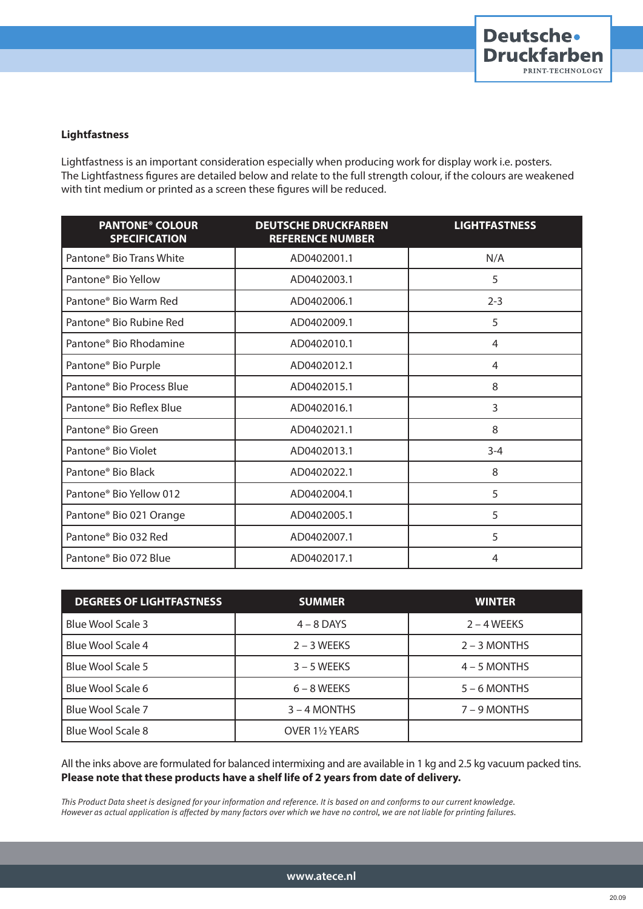**Lightfastness**

Lightfastness is an important consideration especially when producing work for display work i.e. posters. The Lightfastness figures are detailed below and relate to the full strength colour, if the colours are weakened with tint medium or printed as a screen these figures will be reduced.

| PANTONE® COLOUR SPECIFICATION | DEUTSCHE DRUCKFARBEN REFERENCE NUMBER | LIGHTFASTNESS |
|---|---|---|
| Pantone® Bio Trans White | AD0402001.1 | N/A |
| Pantone® Bio Yellow | AD0402003.1 | 5 |
| Pantone® Bio Warm Red | AD0402006.1 | 2-3 |
| Pantone® Bio Rubine Red | AD0402009.1 | 5 |
| Pantone® Bio Rhodamine | AD0402010.1 | 4 |
| Pantone® Bio Purple | AD0402012.1 | 4 |
| Pantone® Bio Process Blue | AD0402015.1 | 8 |
| Pantone® Bio Reflex Blue | AD0402016.1 | 3 |
| Pantone® Bio Green | AD0402021.1 | 8 |
| Pantone® Bio Violet | AD0402013.1 | 3-4 |
| Pantone® Bio Black | AD0402022.1 | 8 |
| Pantone® Bio Yellow 012 | AD0402004.1 | 5 |
| Pantone® Bio 021 Orange | AD0402005.1 | 5 |
| Pantone® Bio 032 Red | AD0402007.1 | 5 |
| Pantone® Bio 072 Blue | AD0402017.1 | 4 |

| DEGREES OF LIGHTFASTNESS | SUMMER | WINTER |
|---|---|---|
| Blue Wool Scale 3 | 4 – 8 DAYS | 2 – 4 WEEKS |
| Blue Wool Scale 4 | 2 – 3 WEEKS | 2 – 3 MONTHS |
| Blue Wool Scale 5 | 3 – 5 WEEKS | 4 – 5 MONTHS |
| Blue Wool Scale 6 | 6 – 8 WEEKS | 5 – 6 MONTHS |
| Blue Wool Scale 7 | 3 – 4 MONTHS | 7 – 9 MONTHS |
| Blue Wool Scale 8 | OVER 1½ YEARS | |

All the inks above are formulated for balanced intermixing and are available in 1 kg and 2.5 kg vacuum packed tins.
**Please note that these products have a shelf life of 2 years from date of delivery.**

*This Product Data sheet is designed for your information and reference. It is based on and conforms to our current knowledge. However as actual application is affected by many factors over which we have no control, we are not liable for printing failures.*

www.atece.nl